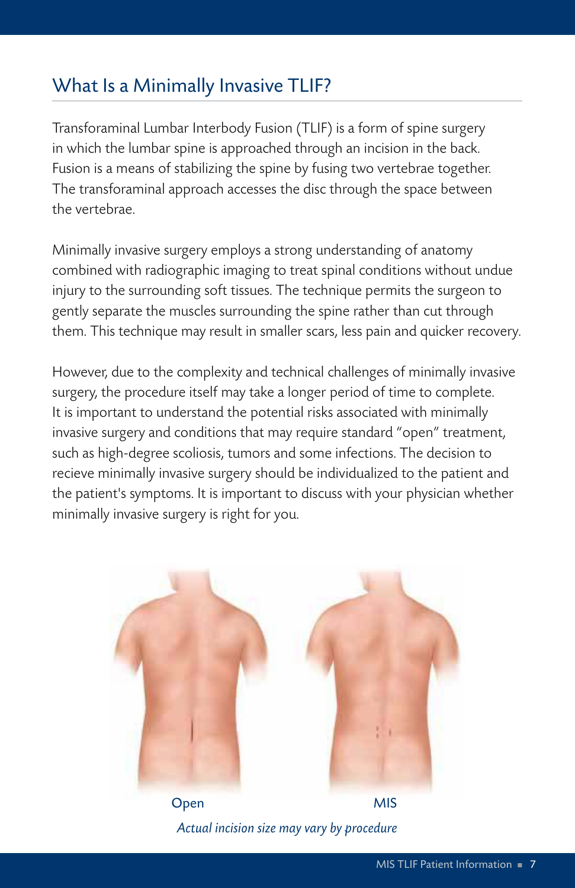## What Is a Minimally Invasive TLIF?

Transforaminal Lumbar Interbody Fusion (TLIF) is a form of spine surgery in which the lumbar spine is approached through an incision in the back. Fusion is a means of stabilizing the spine by fusing two vertebrae together. The transforaminal approach accesses the disc through the space between the vertebrae.

Minimally invasive surgery employs a strong understanding of anatomy combined with radiographic imaging to treat spinal conditions without undue injury to the surrounding soft tissues. The technique permits the surgeon to gently separate the muscles surrounding the spine rather than cut through them. This technique may result in smaller scars, less pain and quicker recovery.

However, due to the complexity and technical challenges of minimally invasive surgery, the procedure itself may take a longer period of time to complete. It is important to understand the potential risks associated with minimally invasive surgery and conditions that may require standard "open" treatment, such as high-degree scoliosis, tumors and some infections. The decision to recieve minimally invasive surgery should be individualized to the patient and the patient's symptoms. It is important to discuss with your physician whether minimally invasive surgery is right for you.

Open MIS

*Actual incision size may vary by procedure*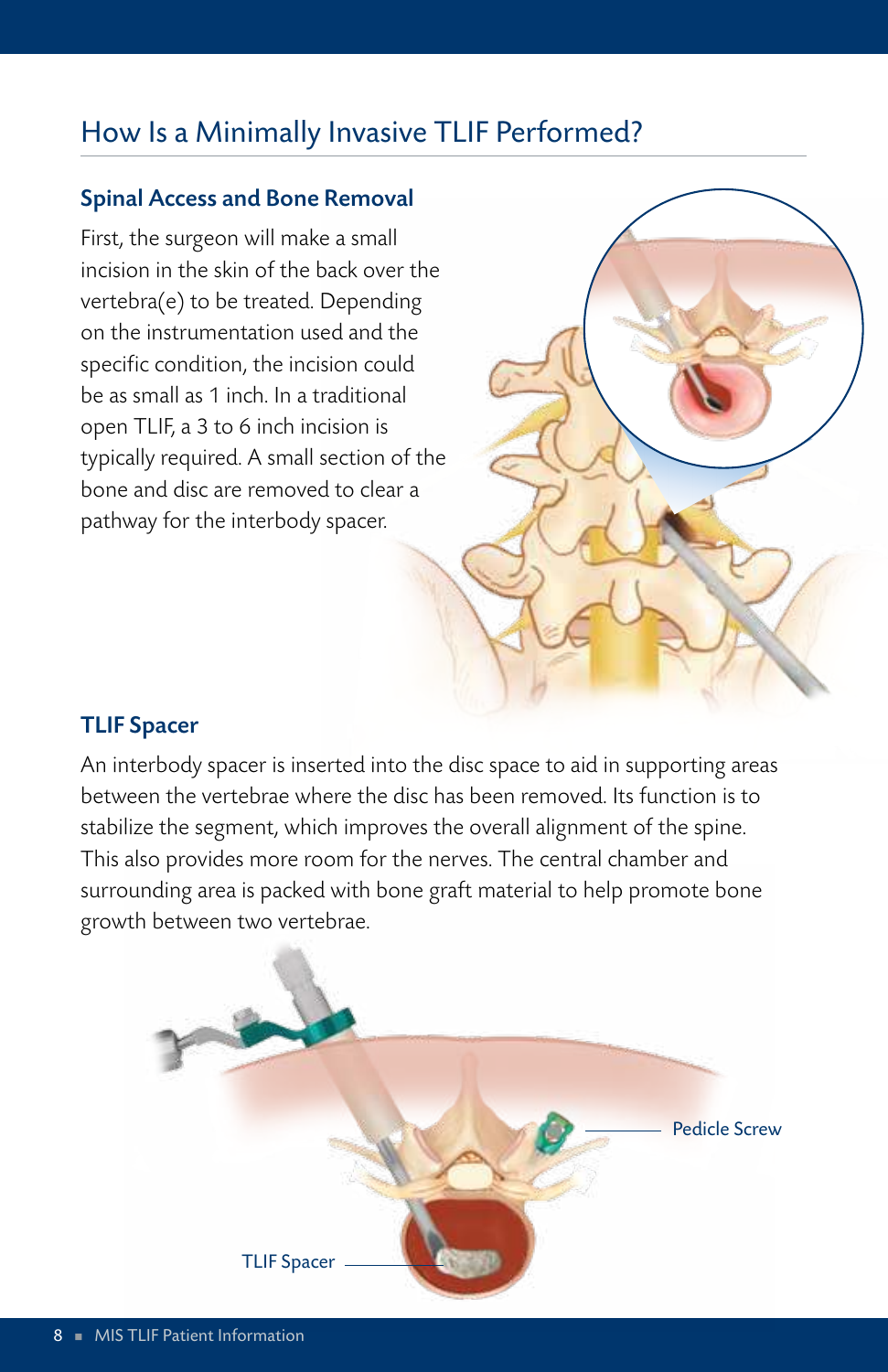## How Is a Minimally Invasive TLIF Performed?

### Spinal Access and Bone Removal

First, the surgeon will make a small incision in the skin of the back over the vertebra(e) to be treated. Depending on the instrumentation used and the specific condition, the incision could be as small as 1 inch. In a traditional open TLIF, a 3 to 6 inch incision is typically required. A small section of the bone and disc are removed to clear a pathway for the interbody spacer.

### TLIF Spacer

An interbody spacer is inserted into the disc space to aid in supporting areas between the vertebrae where the disc has been removed. Its function is to stabilize the segment, which improves the overall alignment of the spine. This also provides more room for the nerves. The central chamber and surrounding area is packed with bone graft material to help promote bone growth between two vertebrae.

Pedicle Screw

TLIF Spacer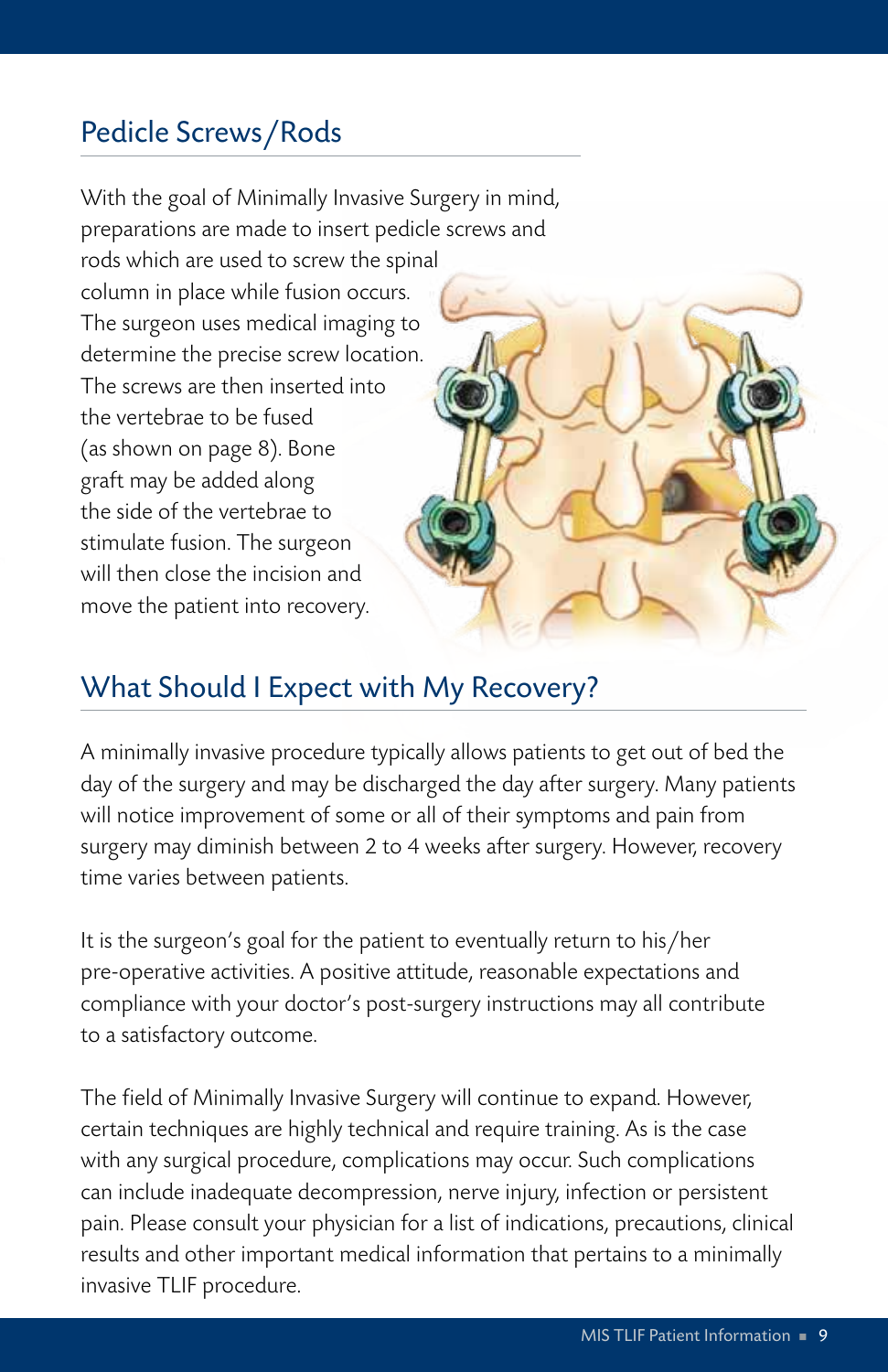## Pedicle Screws/Rods

With the goal of Minimally Invasive Surgery in mind, preparations are made to insert pedicle screws and rods which are used to screw the spinal column in place while fusion occurs. The surgeon uses medical imaging to determine the precise screw location. The screws are then inserted into the vertebrae to be fused (as shown on page 8). Bone graft may be added along the side of the vertebrae to stimulate fusion. The surgeon will then close the incision and move the patient into recovery.

## What Should I Expect with My Recovery?

A minimally invasive procedure typically allows patients to get out of bed the day of the surgery and may be discharged the day after surgery. Many patients will notice improvement of some or all of their symptoms and pain from surgery may diminish between 2 to 4 weeks after surgery. However, recovery time varies between patients.

It is the surgeon's goal for the patient to eventually return to his/her pre-operative activities. A positive attitude, reasonable expectations and compliance with your doctor's post-surgery instructions may all contribute to a satisfactory outcome.

The field of Minimally Invasive Surgery will continue to expand. However, certain techniques are highly technical and require training. As is the case with any surgical procedure, complications may occur. Such complications can include inadequate decompression, nerve injury, infection or persistent pain. Please consult your physician for a list of indications, precautions, clinical results and other important medical information that pertains to a minimally invasive TLIF procedure.